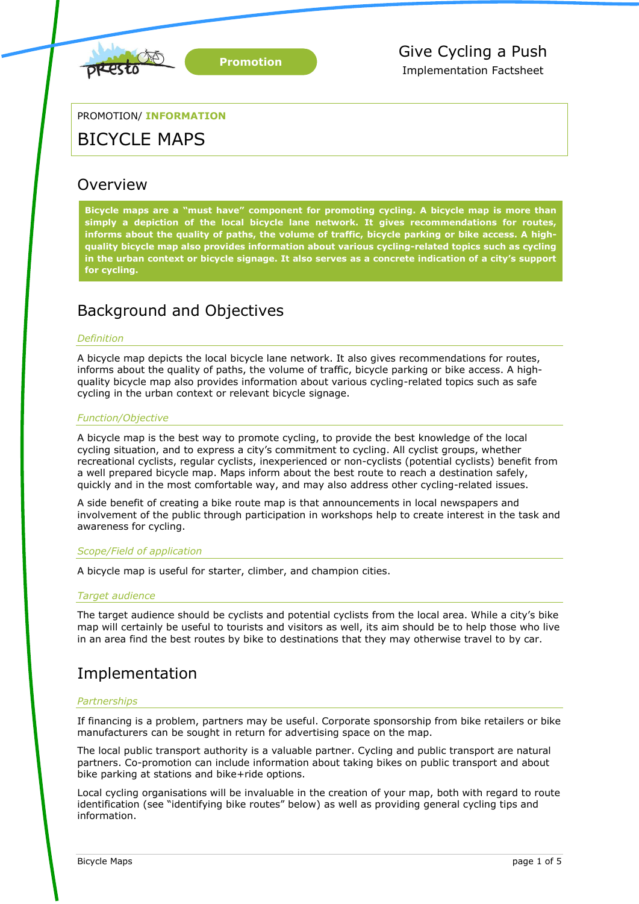Promotion

Give Cycling a Push
Implementation Factsheet

PROMOTION/ **INFORMATION**

# BICYCLE MAPS

## Overview

**Bicycle maps are a "must have" component for promoting cycling. A bicycle map is more than simply a depiction of the local bicycle lane network. It gives recommendations for routes, informs about the quality of paths, the volume of traffic, bicycle parking or bike access. A high-quality bicycle map also provides information about various cycling-related topics such as cycling in the urban context or bicycle signage. It also serves as a concrete indication of a city's support for cycling.**

## Background and Objectives

### *Definition*

A bicycle map depicts the local bicycle lane network. It also gives recommendations for routes, informs about the quality of paths, the volume of traffic, bicycle parking or bike access. A high-quality bicycle map also provides information about various cycling-related topics such as safe cycling in the urban context or relevant bicycle signage.

### *Function/Objective*

A bicycle map is the best way to promote cycling, to provide the best knowledge of the local cycling situation, and to express a city's commitment to cycling. All cyclist groups, whether recreational cyclists, regular cyclists, inexperienced or non-cyclists (potential cyclists) benefit from a well prepared bicycle map. Maps inform about the best route to reach a destination safely, quickly and in the most comfortable way, and may also address other cycling-related issues.

A side benefit of creating a bike route map is that announcements in local newspapers and involvement of the public through participation in workshops help to create interest in the task and awareness for cycling.

### *Scope/Field of application*

A bicycle map is useful for starter, climber, and champion cities.

### *Target audience*

The target audience should be cyclists and potential cyclists from the local area. While a city's bike map will certainly be useful to tourists and visitors as well, its aim should be to help those who live in an area find the best routes by bike to destinations that they may otherwise travel to by car.

## Implementation

### *Partnerships*

If financing is a problem, partners may be useful. Corporate sponsorship from bike retailers or bike manufacturers can be sought in return for advertising space on the map.

The local public transport authority is a valuable partner. Cycling and public transport are natural partners. Co-promotion can include information about taking bikes on public transport and about bike parking at stations and bike+ride options.

Local cycling organisations will be invaluable in the creation of your map, both with regard to route identification (see "identifying bike routes" below) as well as providing general cycling tips and information.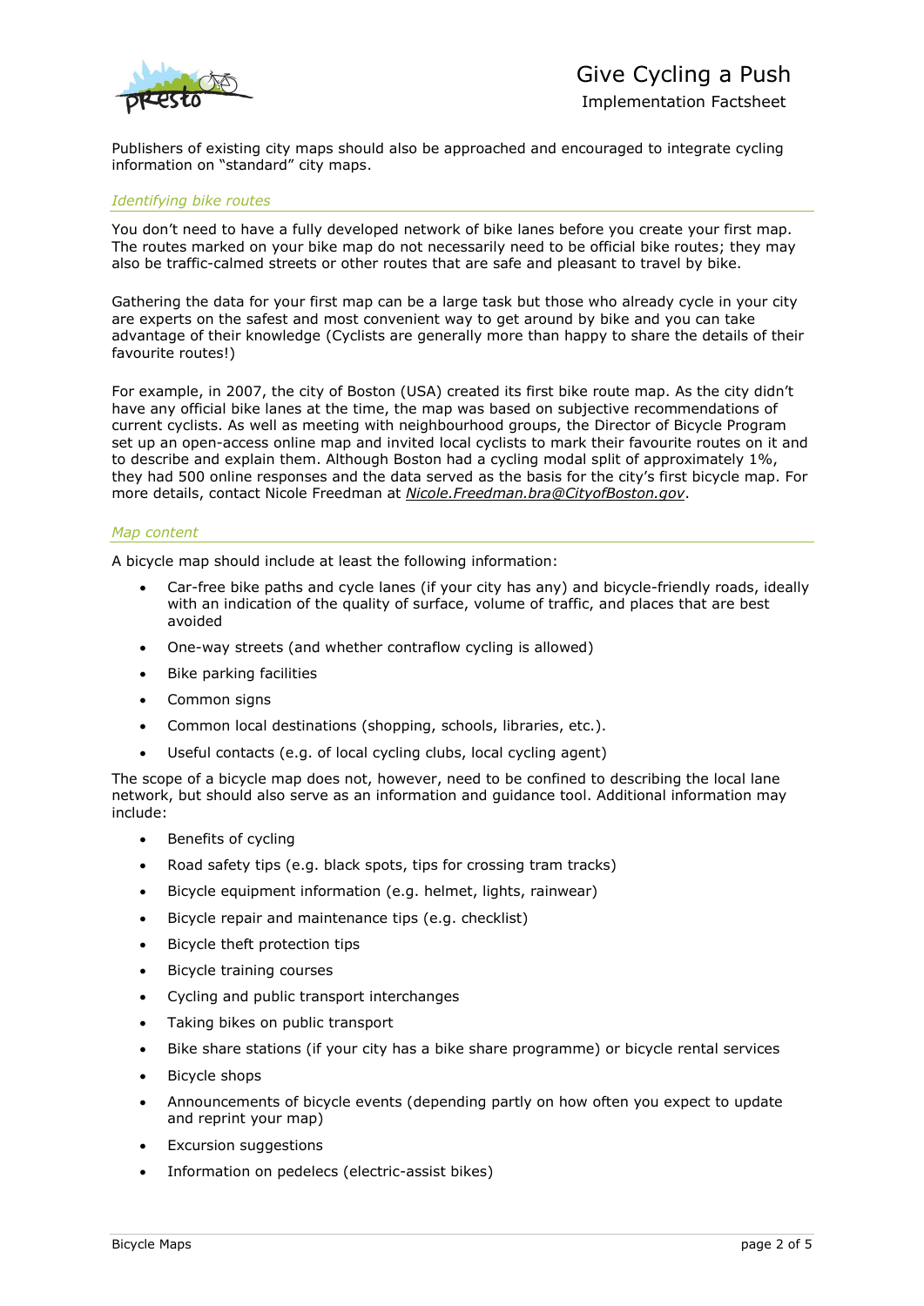Publishers of existing city maps should also be approached and encouraged to integrate cycling information on "standard" city maps.

### *Identifying bike routes*

You don't need to have a fully developed network of bike lanes before you create your first map. The routes marked on your bike map do not necessarily need to be official bike routes; they may also be traffic-calmed streets or other routes that are safe and pleasant to travel by bike.

Gathering the data for your first map can be a large task but those who already cycle in your city are experts on the safest and most convenient way to get around by bike and you can take advantage of their knowledge (Cyclists are generally more than happy to share the details of their favourite routes!)

For example, in 2007, the city of Boston (USA) created its first bike route map. As the city didn't have any official bike lanes at the time, the map was based on subjective recommendations of current cyclists. As well as meeting with neighbourhood groups, the Director of Bicycle Program set up an open-access online map and invited local cyclists to mark their favourite routes on it and to describe and explain them. Although Boston had a cycling modal split of approximately 1%, they had 500 online responses and the data served as the basis for the city's first bicycle map. For more details, contact Nicole Freedman at *Nicole.Freedman.bra@CityofBoston.gov*.

### *Map content*

A bicycle map should include at least the following information:

- Car-free bike paths and cycle lanes (if your city has any) and bicycle-friendly roads, ideally with an indication of the quality of surface, volume of traffic, and places that are best avoided
- One-way streets (and whether contraflow cycling is allowed)
- Bike parking facilities
- Common signs
- Common local destinations (shopping, schools, libraries, etc.).
- Useful contacts (e.g. of local cycling clubs, local cycling agent)

The scope of a bicycle map does not, however, need to be confined to describing the local lane network, but should also serve as an information and guidance tool. Additional information may include:

- Benefits of cycling
- Road safety tips (e.g. black spots, tips for crossing tram tracks)
- Bicycle equipment information (e.g. helmet, lights, rainwear)
- Bicycle repair and maintenance tips (e.g. checklist)
- Bicycle theft protection tips
- Bicycle training courses
- Cycling and public transport interchanges
- Taking bikes on public transport
- Bike share stations (if your city has a bike share programme) or bicycle rental services
- Bicycle shops
- Announcements of bicycle events (depending partly on how often you expect to update and reprint your map)
- Excursion suggestions
- Information on pedelecs (electric-assist bikes)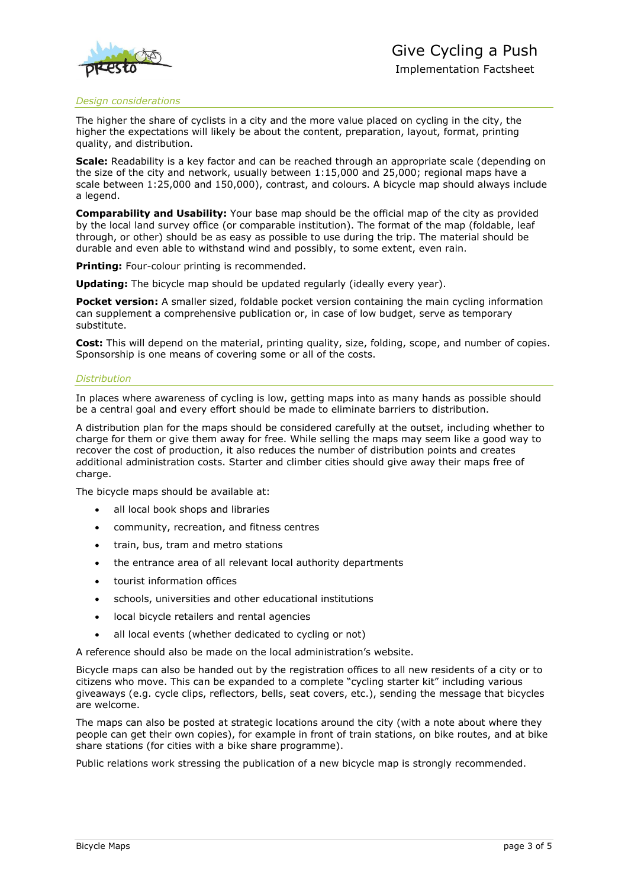## *Design considerations*

The higher the share of cyclists in a city and the more value placed on cycling in the city, the higher the expectations will likely be about the content, preparation, layout, format, printing quality, and distribution.

**Scale:** Readability is a key factor and can be reached through an appropriate scale (depending on the size of the city and network, usually between 1:15,000 and 25,000; regional maps have a scale between 1:25,000 and 150,000), contrast, and colours. A bicycle map should always include a legend.

**Comparability and Usability:** Your base map should be the official map of the city as provided by the local land survey office (or comparable institution). The format of the map (foldable, leaf through, or other) should be as easy as possible to use during the trip. The material should be durable and even able to withstand wind and possibly, to some extent, even rain.

**Printing:** Four-colour printing is recommended.

**Updating:** The bicycle map should be updated regularly (ideally every year).

**Pocket version:** A smaller sized, foldable pocket version containing the main cycling information can supplement a comprehensive publication or, in case of low budget, serve as temporary substitute.

**Cost:** This will depend on the material, printing quality, size, folding, scope, and number of copies. Sponsorship is one means of covering some or all of the costs.

## *Distribution*

In places where awareness of cycling is low, getting maps into as many hands as possible should be a central goal and every effort should be made to eliminate barriers to distribution.

A distribution plan for the maps should be considered carefully at the outset, including whether to charge for them or give them away for free. While selling the maps may seem like a good way to recover the cost of production, it also reduces the number of distribution points and creates additional administration costs. Starter and climber cities should give away their maps free of charge.

The bicycle maps should be available at:

- all local book shops and libraries
- community, recreation, and fitness centres
- train, bus, tram and metro stations
- the entrance area of all relevant local authority departments
- tourist information offices
- schools, universities and other educational institutions
- local bicycle retailers and rental agencies
- all local events (whether dedicated to cycling or not)

A reference should also be made on the local administration's website.

Bicycle maps can also be handed out by the registration offices to all new residents of a city or to citizens who move. This can be expanded to a complete "cycling starter kit" including various giveaways (e.g. cycle clips, reflectors, bells, seat covers, etc.), sending the message that bicycles are welcome.

The maps can also be posted at strategic locations around the city (with a note about where they people can get their own copies), for example in front of train stations, on bike routes, and at bike share stations (for cities with a bike share programme).

Public relations work stressing the publication of a new bicycle map is strongly recommended.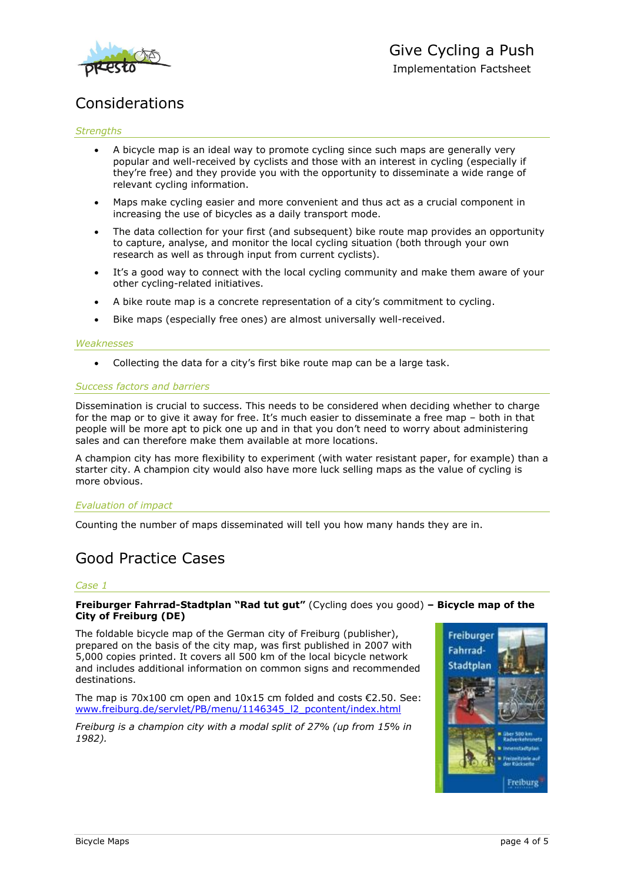## Considerations

### *Strengths*

- A bicycle map is an ideal way to promote cycling since such maps are generally very popular and well-received by cyclists and those with an interest in cycling (especially if they're free) and they provide you with the opportunity to disseminate a wide range of relevant cycling information.
- Maps make cycling easier and more convenient and thus act as a crucial component in increasing the use of bicycles as a daily transport mode.
- The data collection for your first (and subsequent) bike route map provides an opportunity to capture, analyse, and monitor the local cycling situation (both through your own research as well as through input from current cyclists).
- It's a good way to connect with the local cycling community and make them aware of your other cycling-related initiatives.
- A bike route map is a concrete representation of a city's commitment to cycling.
- Bike maps (especially free ones) are almost universally well-received.

### *Weaknesses*

- Collecting the data for a city's first bike route map can be a large task.

### *Success factors and barriers*

Dissemination is crucial to success. This needs to be considered when deciding whether to charge for the map or to give it away for free. It's much easier to disseminate a free map – both in that people will be more apt to pick one up and in that you don't need to worry about administering sales and can therefore make them available at more locations.

A champion city has more flexibility to experiment (with water resistant paper, for example) than a starter city. A champion city would also have more luck selling maps as the value of cycling is more obvious.

### *Evaluation of impact*

Counting the number of maps disseminated will tell you how many hands they are in.

## Good Practice Cases

### *Case 1*

**Freiburger Fahrrad-Stadtplan "Rad tut gut"** (Cycling does you good) **– Bicycle map of the City of Freiburg (DE)**

The foldable bicycle map of the German city of Freiburg (publisher), prepared on the basis of the city map, was first published in 2007 with 5,000 copies printed. It covers all 500 km of the local bicycle network and includes additional information on common signs and recommended destinations.

The map is 70x100 cm open and 10x15 cm folded and costs €2.50. See: www.freiburg.de/servlet/PB/menu/1146345_l2_pcontent/index.html

*Freiburg is a champion city with a modal split of 27% (up from 15% in 1982).*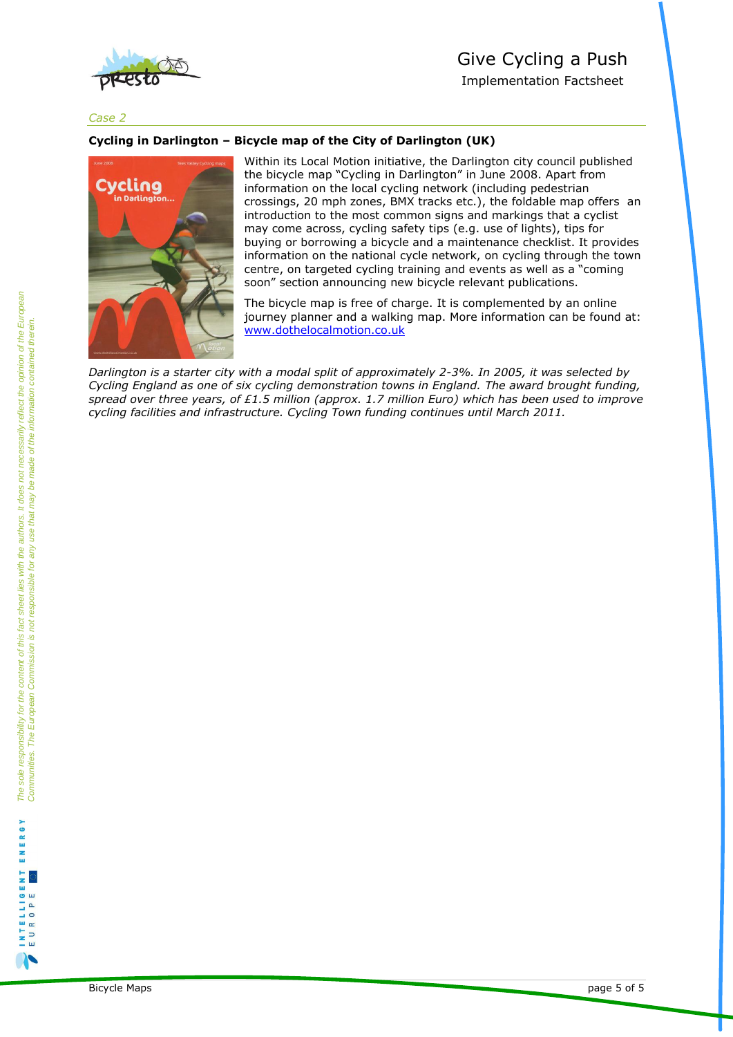*Case 2*

**Cycling in Darlington – Bicycle map of the City of Darlington (UK)**

Within its Local Motion initiative, the Darlington city council published the bicycle map "Cycling in Darlington" in June 2008. Apart from information on the local cycling network (including pedestrian crossings, 20 mph zones, BMX tracks etc.), the foldable map offers an introduction to the most common signs and markings that a cyclist may come across, cycling safety tips (e.g. use of lights), tips for buying or borrowing a bicycle and a maintenance checklist. It provides information on the national cycle network, on cycling through the town centre, on targeted cycling training and events as well as a "coming soon" section announcing new bicycle relevant publications.

The bicycle map is free of charge. It is complemented by an online journey planner and a walking map. More information can be found at: www.dothelocalmotion.co.uk

*Darlington is a starter city with a modal split of approximately 2-3%. In 2005, it was selected by Cycling England as one of six cycling demonstration towns in England. The award brought funding, spread over three years, of £1.5 million (approx. 1.7 million Euro) which has been used to improve cycling facilities and infrastructure. Cycling Town funding continues until March 2011.*

*The sole responsibility for the content of this fact sheet lies with the authors. It does not necessarily reflect the opinion of the European Communities. The European Commission is not responsible for any use that may be made of the information contained therein.*